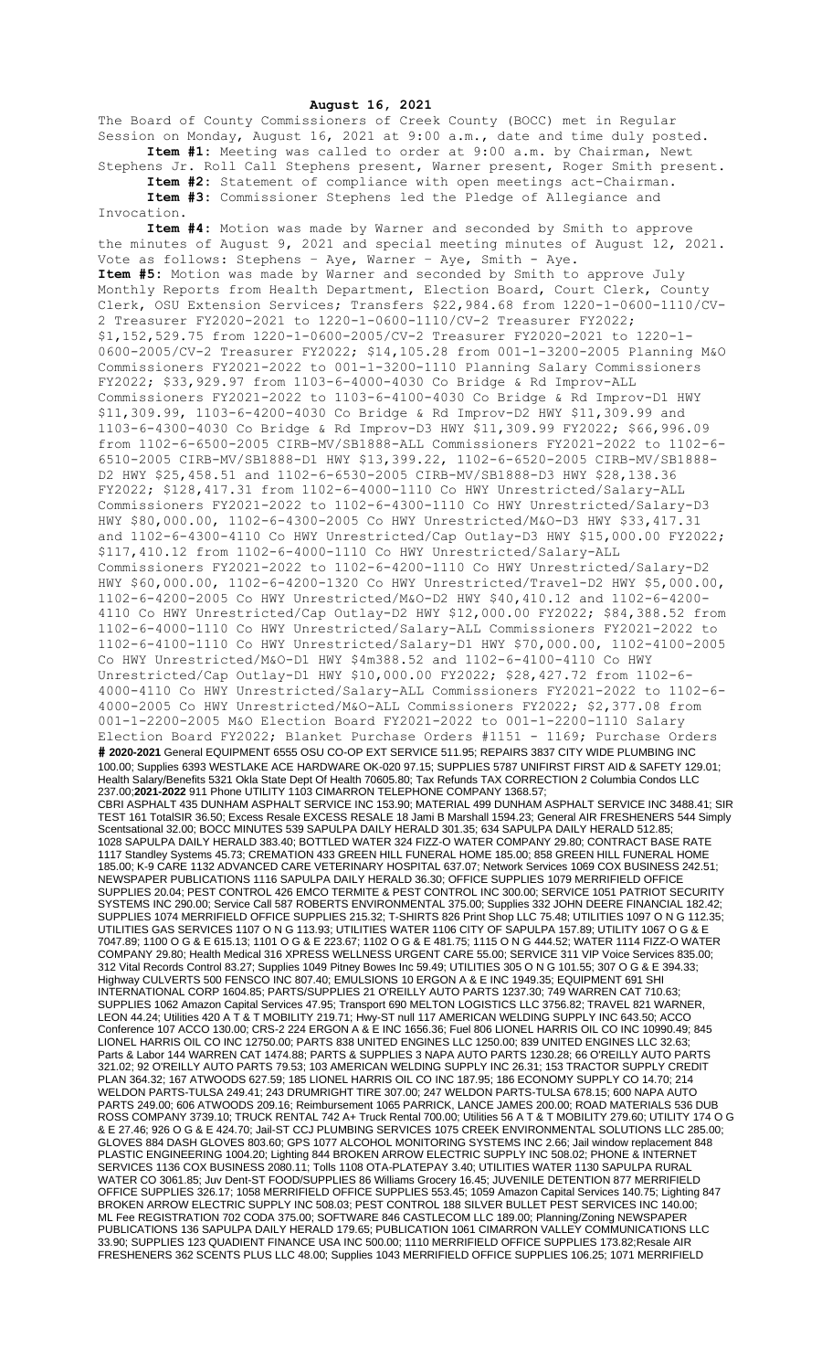**August 16, 2021**

The Board of County Commissioners of Creek County (BOCC) met in Regular Session on Monday, August 16, 2021 at 9:00 a.m., date and time duly posted.

**Item #1:** Meeting was called to order at 9:00 a.m. by Chairman, Newt Stephens Jr. Roll Call Stephens present, Warner present, Roger Smith present.

**Item #2:** Statement of compliance with open meetings act-Chairman.

**Item #3:** Commissioner Stephens led the Pledge of Allegiance and Invocation.

**Item #4:** Motion was made by Warner and seconded by Smith to approve the minutes of August 9, 2021 and special meeting minutes of August 12, 2021. Vote as follows: Stephens – Aye, Warner – Aye, Smith - Aye.

**Item #5:** Motion was made by Warner and seconded by Smith to approve July Monthly Reports from Health Department, Election Board, Court Clerk, County Clerk, OSU Extension Services; Transfers $22,984.68 from 1220-1-0600-1110/CV-2 Treasurer FY2020-2021 to 1220-1-0600-1110/CV-2 Treasurer FY2022; $1,152,529.75 from 1220-1-0600-2005/CV-2 Treasurer FY2020-2021 to 1220-1-0600-2005/CV-2 Treasurer FY2022; $14,105.28 from 001-1-3200-2005 Planning M&O Commissioners FY2021-2022 to 001-1-3200-1110 Planning Salary Commissioners FY2022; $33,929.97 from 1103-6-4000-4030 Co Bridge & Rd Improv-ALL Commissioners FY2021-2022 to 1103-6-4100-4030 Co Bridge & Rd Improv-D1 HWY $11,309.99, 1103-6-4200-4030 Co Bridge & Rd Improv-D2 HWY $11,309.99 and 1103-6-4300-4030 Co Bridge & Rd Improv-D3 HWY $11,309.99 FY2022; $66,996.09 from 1102-6-6500-2005 CIRB-MV/SB1888-ALL Commissioners FY2021-2022 to 1102-6-6510-2005 CIRB-MV/SB1888-D1 HWY $13,399.22, 1102-6-6520-2005 CIRB-MV/SB1888-D2 HWY $25,458.51 and 1102-6-6530-2005 CIRB-MV/SB1888-D3 HWY $28,138.36 FY2022; $128,417.31 from 1102-6-4000-1110 Co HWY Unrestricted/Salary-ALL Commissioners FY2021-2022 to 1102-6-4300-1110 Co HWY Unrestricted/Salary-D3 HWY $80,000.00, 1102-6-4300-2005 Co HWY Unrestricted/M&O-D3 HWY $33,417.31 and 1102-6-4300-4110 Co HWY Unrestricted/Cap Outlay-D3 HWY $15,000.00 FY2022; $117,410.12 from 1102-6-4000-1110 Co HWY Unrestricted/Salary-ALL Commissioners FY2021-2022 to 1102-6-4200-1110 Co HWY Unrestricted/Salary-D2 HWY $60,000.00, 1102-6-4200-1320 Co HWY Unrestricted/Travel-D2 HWY $5,000.00, 1102-6-4200-2005 Co HWY Unrestricted/M&O-D2 HWY $40,410.12 and 1102-6-4200-4110 Co HWY Unrestricted/Cap Outlay-D2 HWY $12,000.00 FY2022; $84,388.52 from 1102-6-4000-1110 Co HWY Unrestricted/Salary-ALL Commissioners FY2021-2022 to 1102-6-4100-1110 Co HWY Unrestricted/Salary-D1 HWY $70,000.00, 1102-4100-2005 Co HWY Unrestricted/M&O-D1 HWY $4m388.52 and 1102-6-4100-4110 Co HWY Unrestricted/Cap Outlay-D1 HWY $10,000.00 FY2022; $28,427.72 from 1102-6-4000-4110 Co HWY Unrestricted/Salary-ALL Commissioners FY2021-2022 to 1102-6-4000-2005 Co HWY Unrestricted/M&O-ALL Commissioners FY2022; $2,377.08 from 001-1-2200-2005 M&O Election Board FY2021-2022 to 001-1-2200-1110 Salary Election Board FY2022; Blanket Purchase Orders #1151 - 1169; Purchase Orders **# 2020-2021** General EQUIPMENT 6555 OSU CO-OP EXT SERVICE 511.95; REPAIRS 3837 CITY WIDE PLUMBING INC 100.00; Supplies 6393 WESTLAKE ACE HARDWARE OK-020 97.15; SUPPLIES 5787 UNIFIRST FIRST AID & SAFETY 129.01; Health Salary/Benefits 5321 Okla State Dept Of Health 70605.80; Tax Refunds TAX CORRECTION 2 Columbia Condos LLC 237.00;**2021-2022** 911 Phone UTILITY 1103 CIMARRON TELEPHONE COMPANY 1368.57; CBRI ASPHALT 435 DUNHAM ASPHALT SERVICE INC 153.90; MATERIAL 499 DUNHAM ASPHALT SERVICE INC 3488.41; SIR TEST 161 TotalSIR 36.50; Excess Resale EXCESS RESALE 18 Jami B Marshall 1594.23; General AIR FRESHENERS 544 Simply Scentsational 32.00; BOCC MINUTES 539 SAPULPA DAILY HERALD 301.35; 634 SAPULPA DAILY HERALD 512.85; 1028 SAPULPA DAILY HERALD 383.40; BOTTLED WATER 324 FIZZ-O WATER COMPANY 29.80; CONTRACT BASE RATE 1117 Standley Systems 45.73; CREMATION 433 GREEN HILL FUNERAL HOME 185.00; 858 GREEN HILL FUNERAL HOME 185.00; K-9 CARE 1132 ADVANCED CARE VETERINARY HOSPITAL 637.07; Network Services 1069 COX BUSINESS 242.51; NEWSPAPER PUBLICATIONS 1116 SAPULPA DAILY HERALD 36.30; OFFICE SUPPLIES 1079 MERRIFIELD OFFICE SUPPLIES 20.04; PEST CONTROL 426 EMCO TERMITE & PEST CONTROL INC 300.00; SERVICE 1051 PATRIOT SECURITY SYSTEMS INC 290.00; Service Call 587 ROBERTS ENVIRONMENTAL 375.00; Supplies 332 JOHN DEERE FINANCIAL 182.42; SUPPLIES 1074 MERRIFIELD OFFICE SUPPLIES 215.32; T-SHIRTS 826 Print Shop LLC 75.48; UTILITIES 1097 O N G 112.35; UTILITIES GAS SERVICES 1107 O N G 113.93; UTILITIES WATER 1106 CITY OF SAPULPA 157.89; UTILITY 1067 O G & E 7047.89; 1100 O G & E 615.13; 1101 O G & E 223.67; 1102 O G & E 481.75; 1115 O N G 444.52; WATER 1114 FIZZ-O WATER COMPANY 29.80; Health Medical 316 XPRESS WELLNESS URGENT CARE 55.00; SERVICE 311 VIP Voice Services 835.00; 312 Vital Records Control 83.27; Supplies 1049 Pitney Bowes Inc 59.49; UTILITIES 305 O N G 101.55; 307 O G & E 394.33; Highway CULVERTS 500 FENSCO INC 807.40; EMULSIONS 10 ERGON A & E INC 1949.35; EQUIPMENT 691 SHI INTERNATIONAL CORP 1604.85; PARTS/SUPPLIES 21 O'REILLY AUTO PARTS 1237.30; 749 WARREN CAT 710.63; SUPPLIES 1062 Amazon Capital Services 47.95; Transport 690 MELTON LOGISTICS LLC 3756.82; TRAVEL 821 WARNER, LEON 44.24; Utilities 420 A T & T MOBILITY 219.71; Hwy-ST null 117 AMERICAN WELDING SUPPLY INC 643.50; ACCO Conference 107 ACCO 130.00; CRS-2 224 ERGON A & E INC 1656.36; Fuel 806 LIONEL HARRIS OIL CO INC 10990.49; 845 LIONEL HARRIS OIL CO INC 12750.00; PARTS 838 UNITED ENGINES LLC 1250.00; 839 UNITED ENGINES LLC 32.63; Parts & Labor 144 WARREN CAT 1474.88; PARTS & SUPPLIES 3 NAPA AUTO PARTS 1230.28; 66 O'REILLY AUTO PARTS 321.02; 92 O'REILLY AUTO PARTS 79.53; 103 AMERICAN WELDING SUPPLY INC 26.31; 153 TRACTOR SUPPLY CREDIT PLAN 364.32; 167 ATWOODS 627.59; 185 LIONEL HARRIS OIL CO INC 187.95; 186 ECONOMY SUPPLY CO 14.70; 214 WELDON PARTS-TULSA 249.41; 243 DRUMRIGHT TIRE 307.00; 247 WELDON PARTS-TULSA 678.15; 600 NAPA AUTO PARTS 249.00; 606 ATWOODS 209.16; Reimbursement 1065 PARRICK, LANCE JAMES 200.00; ROAD MATERIALS 536 DUB ROSS COMPANY 3739.10; TRUCK RENTAL 742 A+ Truck Rental 700.00; Utilities 56 A T & T MOBILITY 279.60; UTILITY 174 O G & E 27.46; 926 O G & E 424.70; Jail-ST CCJ PLUMBING SERVICES 1075 CREEK ENVIRONMENTAL SOLUTIONS LLC 285.00; GLOVES 884 DASH GLOVES 803.60; GPS 1077 ALCOHOL MONITORING SYSTEMS INC 2.66; Jail window replacement 848 PLASTIC ENGINEERING 1004.20; Lighting 844 BROKEN ARROW ELECTRIC SUPPLY INC 508.02; PHONE & INTERNET SERVICES 1136 COX BUSINESS 2080.11; Tolls 1108 OTA-PLATEPAY 3.40; UTILITIES WATER 1130 SAPULPA RURAL WATER CO 3061.85; Juv Dent-ST FOOD/SUPPLIES 86 Williams Grocery 16.45; JUVENILE DETENTION 877 MERRIFIELD OFFICE SUPPLIES 326.17; 1058 MERRIFIELD OFFICE SUPPLIES 553.45; 1059 Amazon Capital Services 140.75; Lighting 847 BROKEN ARROW ELECTRIC SUPPLY INC 508.03; PEST CONTROL 188 SILVER BULLET PEST SERVICES INC 140.00; ML Fee REGISTRATION 702 CODA 375.00; SOFTWARE 846 CASTLECOM LLC 189.00; Planning/Zoning NEWSPAPER PUBLICATIONS 136 SAPULPA DAILY HERALD 179.65; PUBLICATION 1061 CIMARRON VALLEY COMMUNICATIONS LLC 33.90; SUPPLIES 123 QUADIENT FINANCE USA INC 500.00; 1110 MERRIFIELD OFFICE SUPPLIES 173.82;Resale AIR FRESHENERS 362 SCENTS PLUS LLC 48.00; Supplies 1043 MERRIFIELD OFFICE SUPPLIES 106.25; 1071 MERRIFIELD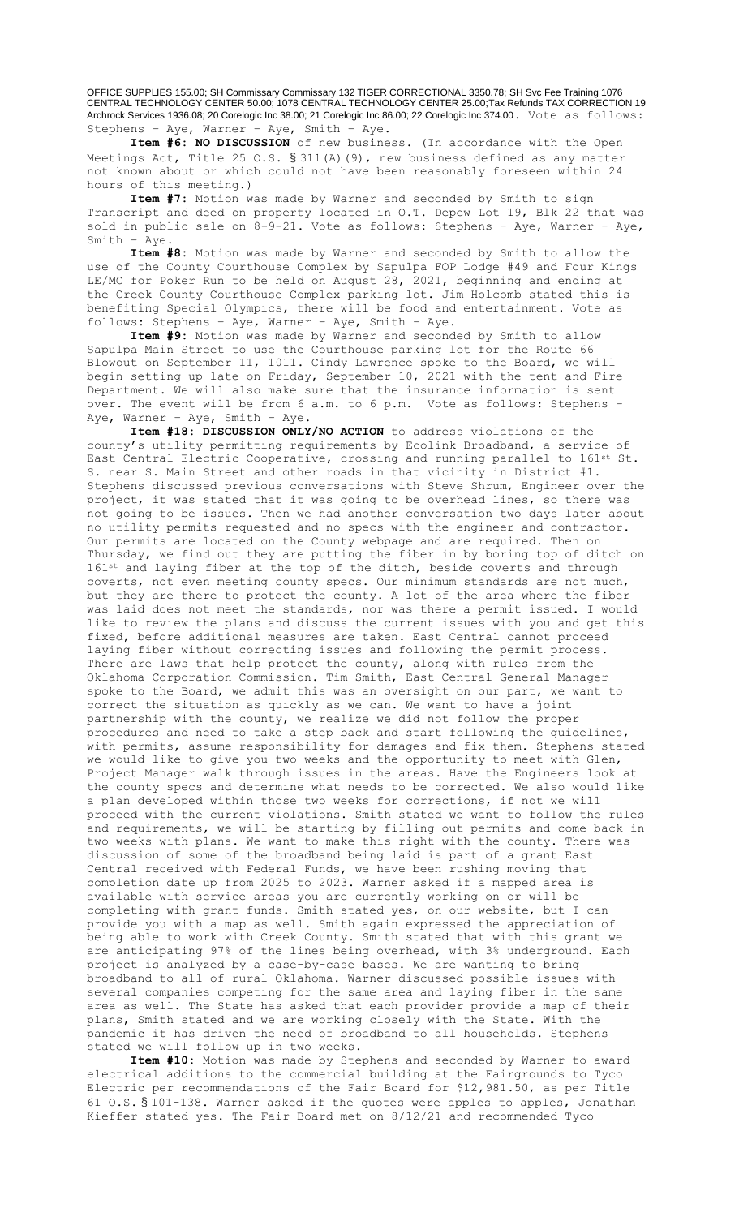OFFICE SUPPLIES 155.00; SH Commissary Commissary 132 TIGER CORRECTIONAL 3350.78; SH Svc Fee Training 1076 CENTRAL TECHNOLOGY CENTER 50.00; 1078 CENTRAL TECHNOLOGY CENTER 25.00;Tax Refunds TAX CORRECTION 19 Archrock Services 1936.08; 20 Corelogic Inc 38.00; 21 Corelogic Inc 86.00; 22 Corelogic Inc 374.00. Vote as follows: Stephens – Aye, Warner – Aye, Smith – Aye.

**Item #6: NO DISCUSSION** of new business. (In accordance with the Open Meetings Act, Title 25 O.S. §311(A)(9), new business defined as any matter not known about or which could not have been reasonably foreseen within 24 hours of this meeting.)

**Item #7:** Motion was made by Warner and seconded by Smith to sign Transcript and deed on property located in O.T. Depew Lot 19, Blk 22 that was sold in public sale on 8-9-21. Vote as follows: Stephens – Aye, Warner – Aye, Smith – Aye.

**Item #8:** Motion was made by Warner and seconded by Smith to allow the use of the County Courthouse Complex by Sapulpa FOP Lodge #49 and Four Kings LE/MC for Poker Run to be held on August 28, 2021, beginning and ending at the Creek County Courthouse Complex parking lot. Jim Holcomb stated this is benefiting Special Olympics, there will be food and entertainment. Vote as follows: Stephens – Aye, Warner – Aye, Smith – Aye.

**Item #9:** Motion was made by Warner and seconded by Smith to allow Sapulpa Main Street to use the Courthouse parking lot for the Route 66 Blowout on September 11, 1011. Cindy Lawrence spoke to the Board, we will begin setting up late on Friday, September 10, 2021 with the tent and Fire Department. We will also make sure that the insurance information is sent over. The event will be from 6 a.m. to 6 p.m. Vote as follows: Stephens – Aye, Warner – Aye, Smith – Aye.

**Item #18: DISCUSSION ONLY/NO ACTION** to address violations of the county's utility permitting requirements by Ecolink Broadband, a service of East Central Electric Cooperative, crossing and running parallel to 161st St. S. near S. Main Street and other roads in that vicinity in District #1. Stephens discussed previous conversations with Steve Shrum, Engineer over the project, it was stated that it was going to be overhead lines, so there was not going to be issues. Then we had another conversation two days later about no utility permits requested and no specs with the engineer and contractor. Our permits are located on the County webpage and are required. Then on Thursday, we find out they are putting the fiber in by boring top of ditch on 161st and laying fiber at the top of the ditch, beside coverts and through coverts, not even meeting county specs. Our minimum standards are not much, but they are there to protect the county. A lot of the area where the fiber was laid does not meet the standards, nor was there a permit issued. I would like to review the plans and discuss the current issues with you and get this fixed, before additional measures are taken. East Central cannot proceed laying fiber without correcting issues and following the permit process. There are laws that help protect the county, along with rules from the Oklahoma Corporation Commission. Tim Smith, East Central General Manager spoke to the Board, we admit this was an oversight on our part, we want to correct the situation as quickly as we can. We want to have a joint partnership with the county, we realize we did not follow the proper procedures and need to take a step back and start following the guidelines, with permits, assume responsibility for damages and fix them. Stephens stated we would like to give you two weeks and the opportunity to meet with Glen, Project Manager walk through issues in the areas. Have the Engineers look at the county specs and determine what needs to be corrected. We also would like a plan developed within those two weeks for corrections, if not we will proceed with the current violations. Smith stated we want to follow the rules and requirements, we will be starting by filling out permits and come back in two weeks with plans. We want to make this right with the county. There was discussion of some of the broadband being laid is part of a grant East Central received with Federal Funds, we have been rushing moving that completion date up from 2025 to 2023. Warner asked if a mapped area is available with service areas you are currently working on or will be completing with grant funds. Smith stated yes, on our website, but I can provide you with a map as well. Smith again expressed the appreciation of being able to work with Creek County. Smith stated that with this grant we are anticipating 97% of the lines being overhead, with 3% underground. Each project is analyzed by a case-by-case bases. We are wanting to bring broadband to all of rural Oklahoma. Warner discussed possible issues with several companies competing for the same area and laying fiber in the same area as well. The State has asked that each provider provide a map of their plans, Smith stated and we are working closely with the State. With the pandemic it has driven the need of broadband to all households. Stephens stated we will follow up in two weeks.

**Item #10:** Motion was made by Stephens and seconded by Warner to award electrical additions to the commercial building at the Fairgrounds to Tyco Electric per recommendations of the Fair Board for $12,981.50, as per Title 61 O.S.§101-138. Warner asked if the quotes were apples to apples, Jonathan Kieffer stated yes. The Fair Board met on 8/12/21 and recommended Tyco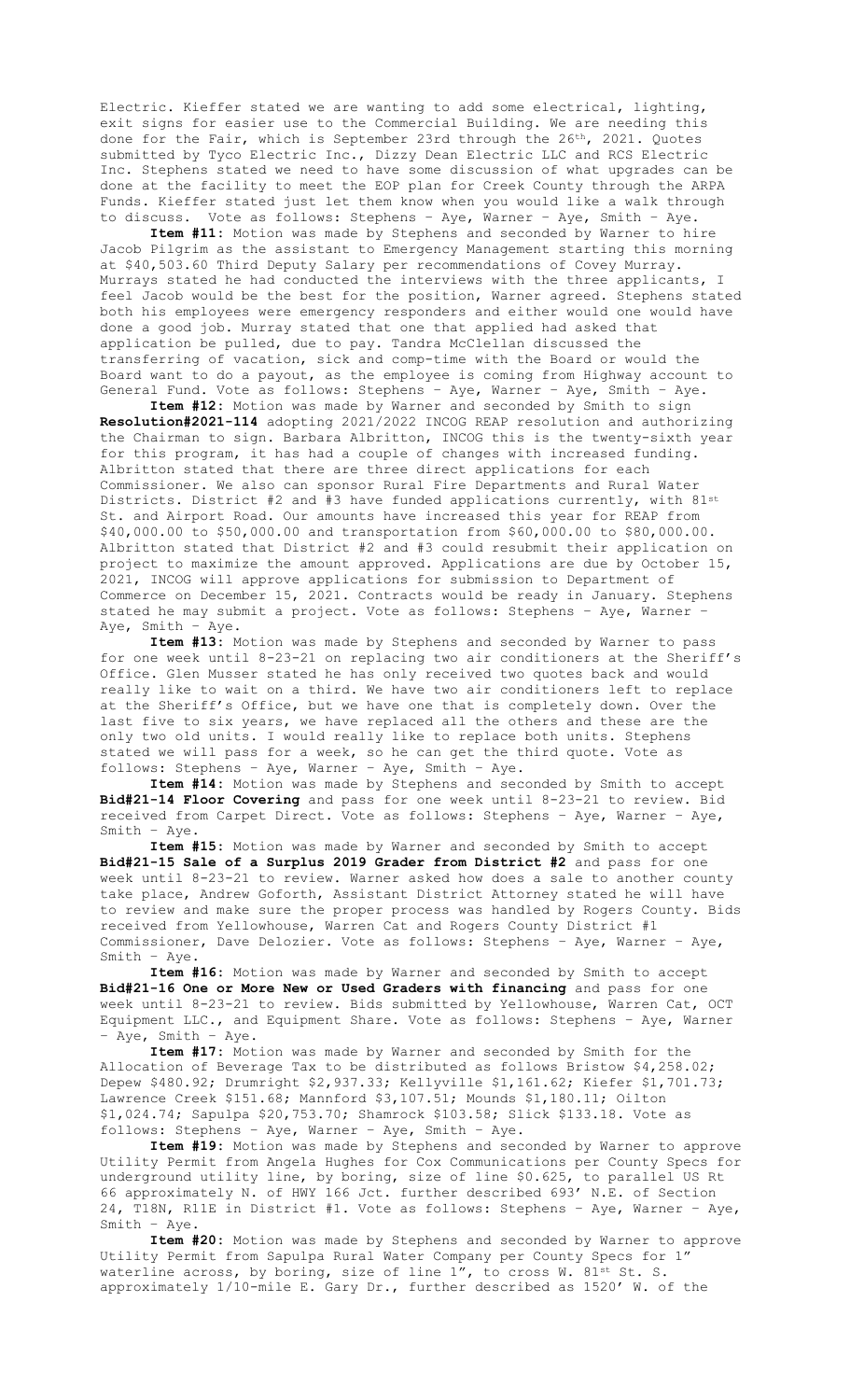Electric. Kieffer stated we are wanting to add some electrical, lighting, exit signs for easier use to the Commercial Building. We are needing this done for the Fair, which is September 23rd through the 26th, 2021. Quotes submitted by Tyco Electric Inc., Dizzy Dean Electric LLC and RCS Electric Inc. Stephens stated we need to have some discussion of what upgrades can be done at the facility to meet the EOP plan for Creek County through the ARPA Funds. Kieffer stated just let them know when you would like a walk through to discuss. Vote as follows: Stephens – Aye, Warner – Aye, Smith – Aye.

**Item #11:** Motion was made by Stephens and seconded by Warner to hire Jacob Pilgrim as the assistant to Emergency Management starting this morning at $40,503.60 Third Deputy Salary per recommendations of Covey Murray. Murrays stated he had conducted the interviews with the three applicants, I feel Jacob would be the best for the position, Warner agreed. Stephens stated both his employees were emergency responders and either would one would have done a good job. Murray stated that one that applied had asked that application be pulled, due to pay. Tandra McClellan discussed the transferring of vacation, sick and comp-time with the Board or would the Board want to do a payout, as the employee is coming from Highway account to General Fund. Vote as follows: Stephens – Aye, Warner – Aye, Smith – Aye.

**Item #12:** Motion was made by Warner and seconded by Smith to sign **Resolution#2021-114** adopting 2021/2022 INCOG REAP resolution and authorizing the Chairman to sign. Barbara Albritton, INCOG this is the twenty-sixth year for this program, it has had a couple of changes with increased funding. Albritton stated that there are three direct applications for each Commissioner. We also can sponsor Rural Fire Departments and Rural Water Districts. District #2 and #3 have funded applications currently, with 81st St. and Airport Road. Our amounts have increased this year for REAP from $40,000.00 to $50,000.00 and transportation from $60,000.00 to $80,000.00. Albritton stated that District #2 and #3 could resubmit their application on project to maximize the amount approved. Applications are due by October 15, 2021, INCOG will approve applications for submission to Department of Commerce on December 15, 2021. Contracts would be ready in January. Stephens stated he may submit a project. Vote as follows: Stephens – Aye, Warner – Aye, Smith – Aye.

**Item #13:** Motion was made by Stephens and seconded by Warner to pass for one week until 8-23-21 on replacing two air conditioners at the Sheriff's Office. Glen Musser stated he has only received two quotes back and would really like to wait on a third. We have two air conditioners left to replace at the Sheriff's Office, but we have one that is completely down. Over the last five to six years, we have replaced all the others and these are the only two old units. I would really like to replace both units. Stephens stated we will pass for a week, so he can get the third quote. Vote as follows: Stephens – Aye, Warner – Aye, Smith – Aye.

**Item #14:** Motion was made by Stephens and seconded by Smith to accept **Bid#21-14 Floor Covering** and pass for one week until 8-23-21 to review. Bid received from Carpet Direct. Vote as follows: Stephens – Aye, Warner – Aye, Smith – Aye.

**Item #15:** Motion was made by Warner and seconded by Smith to accept **Bid#21-15 Sale of a Surplus 2019 Grader from District #2** and pass for one week until 8-23-21 to review. Warner asked how does a sale to another county take place, Andrew Goforth, Assistant District Attorney stated he will have to review and make sure the proper process was handled by Rogers County. Bids received from Yellowhouse, Warren Cat and Rogers County District #1 Commissioner, Dave Delozier. Vote as follows: Stephens – Aye, Warner – Aye, Smith – Aye.

**Item #16:** Motion was made by Warner and seconded by Smith to accept **Bid#21-16 One or More New or Used Graders with financing** and pass for one week until 8-23-21 to review. Bids submitted by Yellowhouse, Warren Cat, OCT Equipment LLC., and Equipment Share. Vote as follows: Stephens – Aye, Warner – Aye, Smith – Aye.

**Item #17:** Motion was made by Warner and seconded by Smith for the Allocation of Beverage Tax to be distributed as follows Bristow $4,258.02; Depew $480.92; Drumright $2,937.33; Kellyville $1,161.62; Kiefer $1,701.73; Lawrence Creek $151.68; Mannford $3,107.51; Mounds $1,180.11; Oilton $1,024.74; Sapulpa $20,753.70; Shamrock $103.58; Slick $133.18. Vote as follows: Stephens – Aye, Warner – Aye, Smith – Aye.

**Item #19:** Motion was made by Stephens and seconded by Warner to approve Utility Permit from Angela Hughes for Cox Communications per County Specs for underground utility line, by boring, size of line $0.625, to parallel US Rt 66 approximately N. of HWY 166 Jct. further described 693' N.E. of Section 24, T18N, R11E in District #1. Vote as follows: Stephens – Aye, Warner – Aye, Smith – Aye.

**Item #20:** Motion was made by Stephens and seconded by Warner to approve Utility Permit from Sapulpa Rural Water Company per County Specs for 1" waterline across, by boring, size of line 1", to cross W. 81st St. S. approximately 1/10-mile E. Gary Dr., further described as 1520' W. of the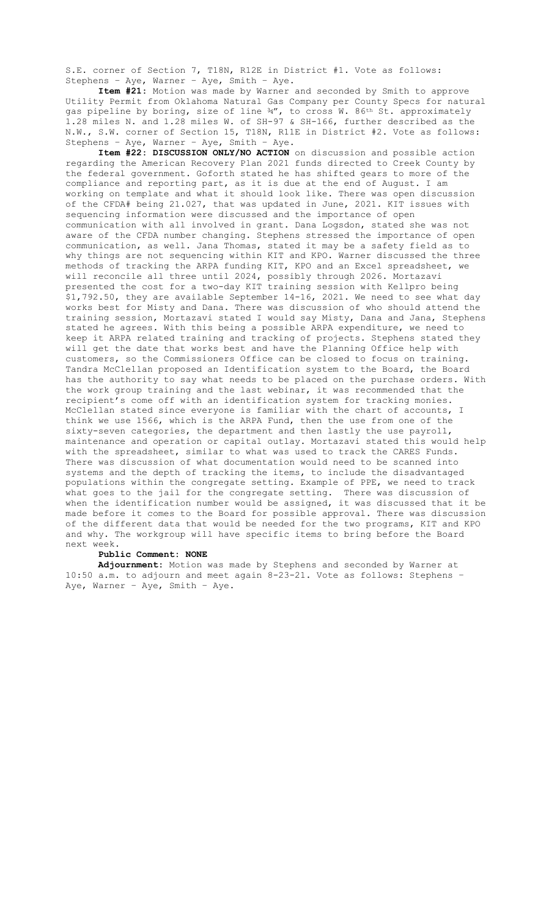S.E. corner of Section 7, T18N, R12E in District #1. Vote as follows: Stephens – Aye, Warner – Aye, Smith – Aye.

**Item #21:** Motion was made by Warner and seconded by Smith to approve Utility Permit from Oklahoma Natural Gas Company per County Specs for natural gas pipeline by boring, size of line ¾", to cross W. 86th St. approximately 1.28 miles N. and 1.28 miles W. of SH-97 & SH-166, further described as the N.W., S.W. corner of Section 15, T18N, R11E in District #2. Vote as follows: Stephens – Aye, Warner – Aye, Smith – Aye.

**Item #22: DISCUSSION ONLY/NO ACTION** on discussion and possible action regarding the American Recovery Plan 2021 funds directed to Creek County by the federal government. Goforth stated he has shifted gears to more of the compliance and reporting part, as it is due at the end of August. I am working on template and what it should look like. There was open discussion of the CFDA# being 21.027, that was updated in June, 2021. KIT issues with sequencing information were discussed and the importance of open communication with all involved in grant. Dana Logsdon, stated she was not aware of the CFDA number changing. Stephens stressed the importance of open communication, as well. Jana Thomas, stated it may be a safety field as to why things are not sequencing within KIT and KPO. Warner discussed the three methods of tracking the ARPA funding KIT, KPO and an Excel spreadsheet, we will reconcile all three until 2024, possibly through 2026. Mortazavi presented the cost for a two-day KIT training session with Kellpro being $1,792.50, they are available September 14-16, 2021. We need to see what day works best for Misty and Dana. There was discussion of who should attend the training session, Mortazavi stated I would say Misty, Dana and Jana, Stephens stated he agrees. With this being a possible ARPA expenditure, we need to keep it ARPA related training and tracking of projects. Stephens stated they will get the date that works best and have the Planning Office help with customers, so the Commissioners Office can be closed to focus on training. Tandra McClellan proposed an Identification system to the Board, the Board has the authority to say what needs to be placed on the purchase orders. With the work group training and the last webinar, it was recommended that the recipient's come off with an identification system for tracking monies. McClellan stated since everyone is familiar with the chart of accounts, I think we use 1566, which is the ARPA Fund, then the use from one of the sixty-seven categories, the department and then lastly the use payroll, maintenance and operation or capital outlay. Mortazavi stated this would help with the spreadsheet, similar to what was used to track the CARES Funds. There was discussion of what documentation would need to be scanned into systems and the depth of tracking the items, to include the disadvantaged populations within the congregate setting. Example of PPE, we need to track what goes to the jail for the congregate setting. There was discussion of when the identification number would be assigned, it was discussed that it be made before it comes to the Board for possible approval. There was discussion of the different data that would be needed for the two programs, KIT and KPO and why. The workgroup will have specific items to bring before the Board next week.

**Public Comment: NONE**

**Adjournment:** Motion was made by Stephens and seconded by Warner at 10:50 a.m. to adjourn and meet again 8-23-21. Vote as follows: Stephens – Aye, Warner – Aye, Smith – Aye.